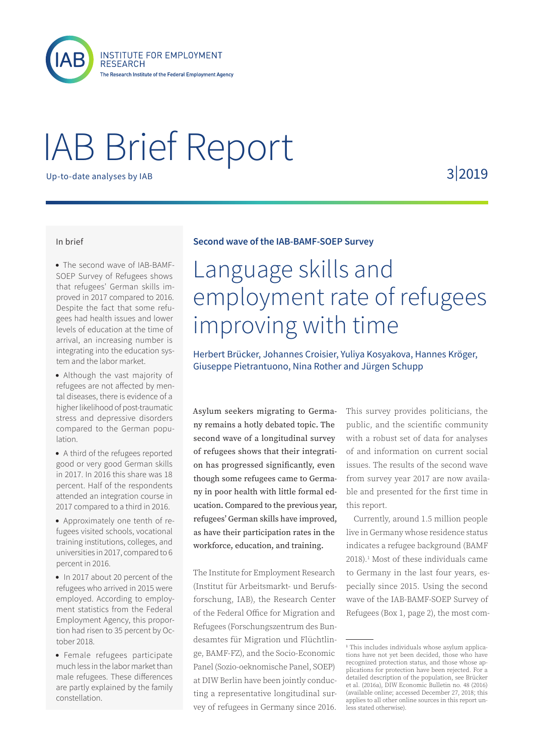IAB — INSTITUTE FOR EMPLOYMENT RESEARCH
The Research Institute of the Federal Employment Agency

# IAB Brief Report

Up-to-date analyses by IAB

3|2019

## In brief

- The second wave of IAB-BAMF-SOEP Survey of Refugees shows that refugees' German skills improved in 2017 compared to 2016. Despite the fact that some refugees had health issues and lower levels of education at the time of arrival, an increasing number is integrating into the education system and the labor market.
- Although the vast majority of refugees are not affected by mental diseases, there is evidence of a higher likelihood of post-traumatic stress and depressive disorders compared to the German population.
- A third of the refugees reported good or very good German skills in 2017. In 2016 this share was 18 percent. Half of the respondents attended an integration course in 2017 compared to a third in 2016.
- Approximately one tenth of refugees visited schools, vocational training institutions, colleges, and universities in 2017, compared to 6 percent in 2016.
- In 2017 about 20 percent of the refugees who arrived in 2015 were employed. According to employment statistics from the Federal Employment Agency, this proportion had risen to 35 percent by October 2018.
- Female refugees participate much less in the labor market than male refugees. These differences are partly explained by the family constellation.

**Second wave of the IAB-BAMF-SOEP Survey**

# Language skills and employment rate of refugees improving with time

Herbert Brücker, Johannes Croisier, Yuliya Kosyakova, Hannes Kröger, Giuseppe Pietrantuono, Nina Rother and Jürgen Schupp

**Asylum seekers migrating to Germany remains a hotly debated topic. The second wave of a longitudinal survey of refugees shows that their integration has progressed significantly, even though some refugees came to Germany in poor health with little formal education. Compared to the previous year, refugees' German skills have improved, as have their participation rates in the workforce, education, and training.**

The Institute for Employment Research (Institut für Arbeitsmarkt- und Berufsforschung, IAB), the Research Center of the Federal Office for Migration and Refugees (Forschungszentrum des Bundesamtes für Migration und Flüchtlinge, BAMF-FZ), and the Socio-Economic Panel (Sozio-oekonomische Panel, SOEP) at DIW Berlin have been jointly conducting a representative longitudinal survey of refugees in Germany since 2016. This survey provides politicians, the public, and the scientific community with a robust set of data for analyses of and information on current social issues. The results of the second wave from survey year 2017 are now available and presented for the first time in this report.

Currently, around 1.5 million people live in Germany whose residence status indicates a refugee background (BAMF 2018).[1] Most of these individuals came to Germany in the last four years, especially since 2015. Using the second wave of the IAB-BAMF-SOEP Survey of Refugees (Box 1, page 2), the most com-

---

[1] This includes individuals whose asylum applications have not yet been decided, those who have recognized protection status, and those whose applications for protection have been rejected. For a detailed description of the population, see Brücker et al. (2016a), DIW Economic Bulletin no. 48 (2016) (available online; accessed December 27, 2018; this applies to all other online sources in this report unless stated otherwise).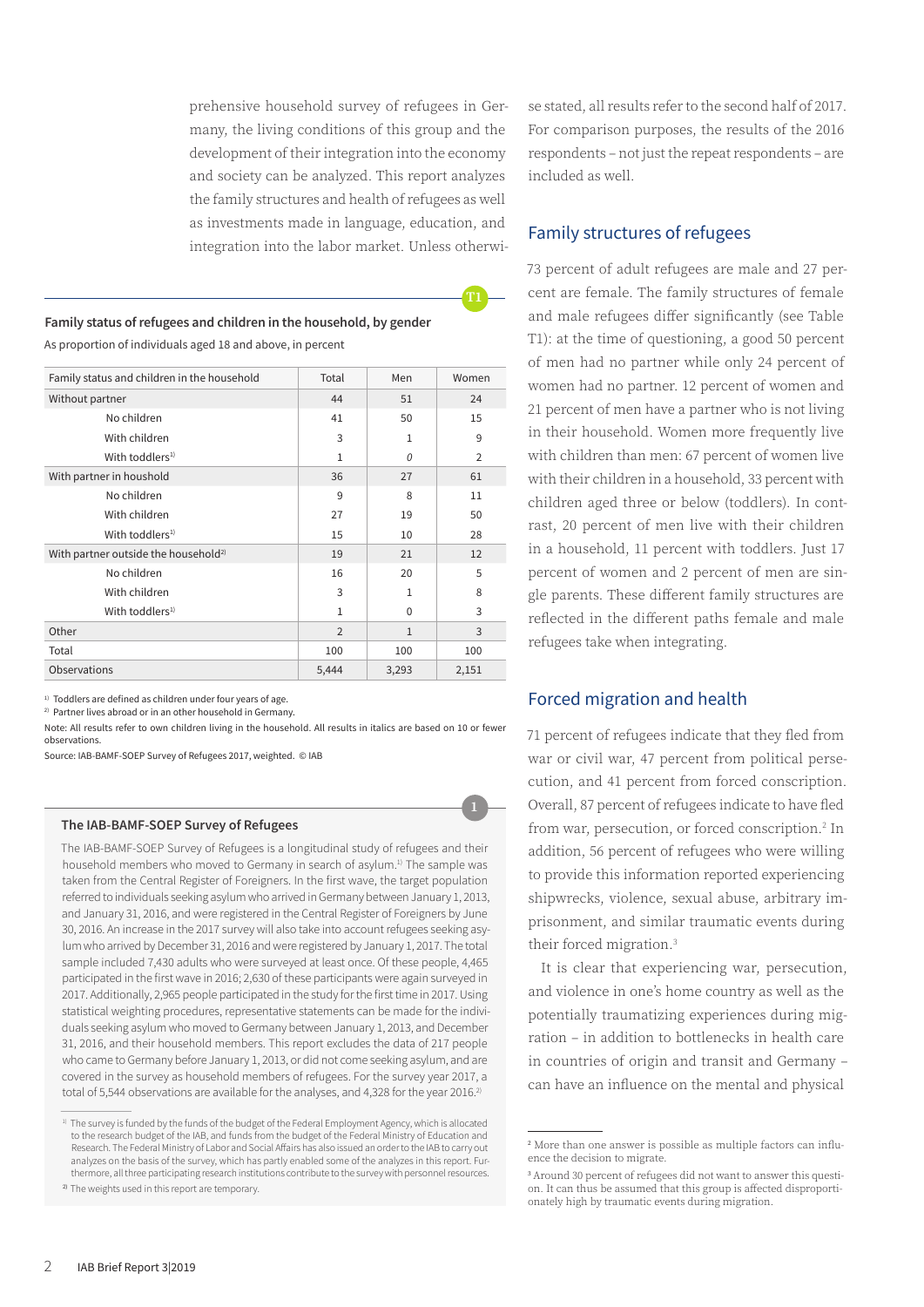prehensive household survey of refugees in Germany, the living conditions of this group and the development of their integration into the economy and society can be analyzed. This report analyzes the family structures and health of refugees as well as investments made in language, education, and integration into the labor market. Unless otherwise stated, all results refer to the second half of 2017. For comparison purposes, the results of the 2016 respondents – not just the repeat respondents – are included as well.

T1

**Family status of refugees and children in the household, by gender**

As proportion of individuals aged 18 and above, in percent

| Family status and children in the household | Total | Men | Women |
|---|---|---|---|
| Without partner | 44 | 51 | 24 |
| No children | 41 | 50 | 15 |
| With children | 3 | 1 | 9 |
| With toddlers[1] | 1 | *0* | 2 |
| With partner in houshold | 36 | 27 | 61 |
| No children | 9 | 8 | 11 |
| With children | 27 | 19 | 50 |
| With toddlers[1] | 15 | 10 | 28 |
| With partner outside the household[2] | 19 | 21 | 12 |
| No children | 16 | 20 | 5 |
| With children | 3 | 1 | 8 |
| With toddlers[1] | 1 | 0 | 3 |
| Other | 2 | 1 | 3 |
| Total | 100 | 100 | 100 |
| Observations | 5,444 | 3,293 | 2,151 |

[1] Toddlers are defined as children under four years of age.
[2] Partner lives abroad or in an other household in Germany.

Note: All results refer to own children living in the household. All results in italics are based on 10 or fewer observations.

Source: IAB-BAMF-SOEP Survey of Refugees 2017, weighted. © IAB

1

**The IAB-BAMF-SOEP Survey of Refugees**

The IAB-BAMF-SOEP Survey of Refugees is a longitudinal study of refugees and their household members who moved to Germany in search of asylum.[1] The sample was taken from the Central Register of Foreigners. In the first wave, the target population referred to individuals seeking asylum who arrived in Germany between January 1, 2013, and January 31, 2016, and were registered in the Central Register of Foreigners by June 30, 2016. An increase in the 2017 survey will also take into account refugees seeking asylum who arrived by December 31, 2016 and were registered by January 1, 2017. The total sample included 7,430 adults who were surveyed at least once. Of these people, 4,465 participated in the first wave in 2016; 2,630 of these participants were again surveyed in 2017. Additionally, 2,965 people participated in the study for the first time in 2017. Using statistical weighting procedures, representative statements can be made for the individuals seeking asylum who moved to Germany between January 1, 2013, and December 31, 2016, and their household members. This report excludes the data of 217 people who came to Germany before January 1, 2013, or did not come seeking asylum, and are covered in the survey as household members of refugees. For the survey year 2017, a total of 5,544 observations are available for the analyses, and 4,328 for the year 2016.[2]

[1] The survey is funded by the funds of the budget of the Federal Employment Agency, which is allocated to the research budget of the IAB, and funds from the budget of the Federal Ministry of Education and Research. The Federal Ministry of Labor and Social Affairs has also issued an order to the IAB to carry out analyzes on the basis of the survey, which has partly enabled some of the analyzes in this report. Furthermore, all three participating research institutions contribute to the survey with personnel resources.

[2] The weights used in this report are temporary.

## Family structures of refugees

73 percent of adult refugees are male and 27 percent are female. The family structures of female and male refugees differ significantly (see Table T1): at the time of questioning, a good 50 percent of men had no partner while only 24 percent of women had no partner. 12 percent of women and 21 percent of men have a partner who is not living in their household. Women more frequently live with children than men: 67 percent of women live with their children in a household, 33 percent with children aged three or below (toddlers). In contrast, 20 percent of men live with their children in a household, 11 percent with toddlers. Just 17 percent of women and 2 percent of men are single parents. These different family structures are reflected in the different paths female and male refugees take when integrating.

## Forced migration and health

71 percent of refugees indicate that they fled from war or civil war, 47 percent from political persecution, and 41 percent from forced conscription. Overall, 87 percent of refugees indicate to have fled from war, persecution, or forced conscription.[2] In addition, 56 percent of refugees who were willing to provide this information reported experiencing shipwrecks, violence, sexual abuse, arbitrary imprisonment, and similar traumatic events during their forced migration.[3]

It is clear that experiencing war, persecution, and violence in one's home country as well as the potentially traumatizing experiences during migration – in addition to bottlenecks in health care in countries of origin and transit and Germany – can have an influence on the mental and physical

[2] More than one answer is possible as multiple factors can influence the decision to migrate.

[3] Around 30 percent of refugees did not want to answer this question. It can thus be assumed that this group is affected disproportionately high by traumatic events during migration.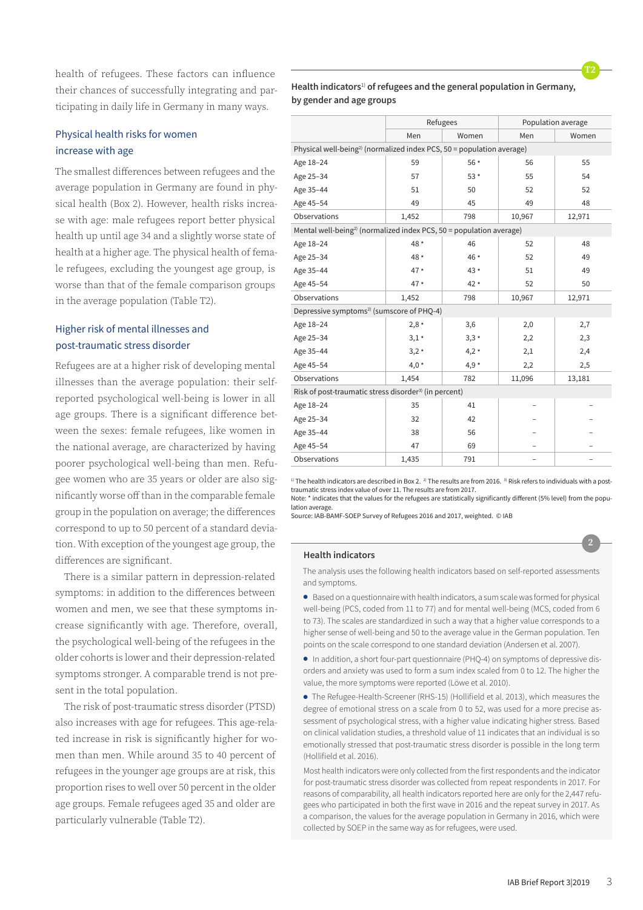health of refugees. These factors can influence their chances of successfully integrating and participating in daily life in Germany in many ways.

### Physical health risks for women increase with age

The smallest differences between refugees and the average population in Germany are found in physical health (Box 2). However, health risks increase with age: male refugees report better physical health up until age 34 and a slightly worse state of health at a higher age. The physical health of female refugees, excluding the youngest age group, is worse than that of the female comparison groups in the average population (Table T2).

### Higher risk of mental illnesses and post-traumatic stress disorder

Refugees are at a higher risk of developing mental illnesses than the average population: their self-reported psychological well-being is lower in all age groups. There is a significant difference between the sexes: female refugees, like women in the national average, are characterized by having poorer psychological well-being than men. Refugee women who are 35 years or older are also significantly worse off than in the comparable female group in the population on average; the differences correspond to up to 50 percent of a standard deviation. With exception of the youngest age group, the differences are significant.

There is a similar pattern in depression-related symptoms: in addition to the differences between women and men, we see that these symptoms increase significantly with age. Therefore, overall, the psychological well-being of the refugees in the older cohorts is lower and their depression-related symptoms stronger. A comparable trend is not present in the total population.

The risk of post-traumatic stress disorder (PTSD) also increases with age for refugees. This age-related increase in risk is significantly higher for women than men. While around 35 to 40 percent of refugees in the younger age groups are at risk, this proportion rises to well over 50 percent in the older age groups. Female refugees aged 35 and older are particularly vulnerable (Table T2).

**T2**

**Health indicators[1] of refugees and the general population in Germany, by gender and age groups**

| | Refugees | | Population average | |
|---|---|---|---|---|
| | Men | Women | Men | Women |
| **Physical well-being[2] (normalized index PCS, 50 = population average)** | | | | |
| Age 18–24 | 59 | 56 * | 56 | 55 |
| Age 25–34 | 57 | 53 * | 55 | 54 |
| Age 35–44 | 51 | 50 | 52 | 52 |
| Age 45–54 | 49 | 45 | 49 | 48 |
| Observations | 1,452 | 798 | 10,967 | 12,971 |
| **Mental well-being[2] (normalized index PCS, 50 = population average)** | | | | |
| Age 18–24 | 48 * | 46 | 52 | 48 |
| Age 25–34 | 48 * | 46 * | 52 | 49 |
| Age 35–44 | 47 * | 43 * | 51 | 49 |
| Age 45–54 | 47 * | 42 * | 52 | 50 |
| Observations | 1,452 | 798 | 10,967 | 12,971 |
| **Depressive symptoms[2] (sumscore of PHQ-4)** | | | | |
| Age 18–24 | 2,8 * | 3,6 | 2,0 | 2,7 |
| Age 25–34 | 3,1 * | 3,3 * | 2,2 | 2,3 |
| Age 35–44 | 3,2 * | 4,2 * | 2,1 | 2,4 |
| Age 45–54 | 4,0 * | 4,9 * | 2,2 | 2,5 |
| Observations | 1,454 | 782 | 11,096 | 13,181 |
| **Risk of post-traumatic stress disorder[3] (in percent)** | | | | |
| Age 18–24 | 35 | 41 | – | – |
| Age 25–34 | 32 | 42 | – | – |
| Age 35–44 | 38 | 56 | – | – |
| Age 45–54 | 47 | 69 | – | – |
| Observations | 1,435 | 791 | – | – |

[1] The health indicators are described in Box 2. [2] The results are from 2016. [3] Risk refers to individuals with a post-traumatic stress index value of over 11. The results are from 2017.
Note: * indicates that the values for the refugees are statistically significantly different (5% level) from the population average.
Source: IAB-BAMF-SOEP Survey of Refugees 2016 and 2017, weighted. © IAB

**2**

#### Health indicators

The analysis uses the following health indicators based on self-reported assessments and symptoms.

- Based on a questionnaire with health indicators, a sum scale was formed for physical well-being (PCS, coded from 11 to 77) and for mental well-being (MCS, coded from 6 to 73). The scales are standardized in such a way that a higher value corresponds to a higher sense of well-being and 50 to the average value in the German population. Ten points on the scale correspond to one standard deviation (Andersen et al. 2007).
- In addition, a short four-part questionnaire (PHQ-4) on symptoms of depressive disorders and anxiety was used to form a sum index scaled from 0 to 12. The higher the value, the more symptoms were reported (Löwe et al. 2010).
- The Refugee-Health-Screener (RHS-15) (Hollifield et al. 2013), which measures the degree of emotional stress on a scale from 0 to 52, was used for a more precise assessment of psychological stress, with a higher value indicating higher stress. Based on clinical validation studies, a threshold value of 11 indicates that an individual is so emotionally stressed that post-traumatic stress disorder is possible in the long term (Hollifield et al. 2016).

Most health indicators were only collected from the first respondents and the indicator for post-traumatic stress disorder was collected from repeat respondents in 2017. For reasons of comparability, all health indicators reported here are only for the 2,447 refugees who participated in both the first wave in 2016 and the repeat survey in 2017. As a comparison, the values for the average population in Germany in 2016, which were collected by SOEP in the same way as for refugees, were used.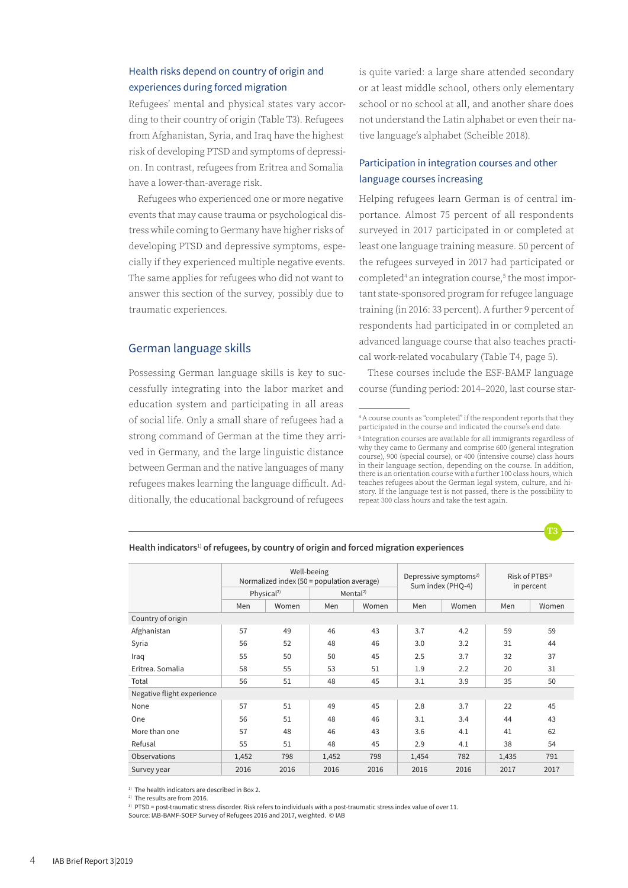### Health risks depend on country of origin and experiences during forced migration

Refugees' mental and physical states vary according to their country of origin (Table T3). Refugees from Afghanistan, Syria, and Iraq have the highest risk of developing PTSD and symptoms of depression. In contrast, refugees from Eritrea and Somalia have a lower-than-average risk.

Refugees who experienced one or more negative events that may cause trauma or psychological distress while coming to Germany have higher risks of developing PTSD and depressive symptoms, especially if they experienced multiple negative events. The same applies for refugees who did not want to answer this section of the survey, possibly due to traumatic experiences.

## German language skills

Possessing German language skills is key to successfully integrating into the labor market and education system and participating in all areas of social life. Only a small share of refugees had a strong command of German at the time they arrived in Germany, and the large linguistic distance between German and the native languages of many refugees makes learning the language difficult. Additionally, the educational background of refugees is quite varied: a large share attended secondary or at least middle school, others only elementary school or no school at all, and another share does not understand the Latin alphabet or even their native language's alphabet (Scheible 2018).

### Participation in integration courses and other language courses increasing

Helping refugees learn German is of central importance. Almost 75 percent of all respondents surveyed in 2017 participated in or completed at least one language training measure. 50 percent of the refugees surveyed in 2017 had participated or completed[4] an integration course,[5] the most important state-sponsored program for refugee language training (in 2016: 33 percent). A further 9 percent of respondents had participated in or completed an advanced language course that also teaches practical work-related vocabulary (Table T4, page 5).

These courses include the ESF-BAMF language course (funding period: 2014–2020, last course star-

[4] A course counts as "completed" if the respondent reports that they participated in the course and indicated the course's end date.

[5] Integration courses are available for all immigrants regardless of why they came to Germany and comprise 600 (general integration course), 900 (special course), or 400 (intensive course) class hours in their language section, depending on the course. In addition, there is an orientation course with a further 100 class hours, which teaches refugees about the German legal system, culture, and history. If the language test is not passed, there is the possibility to repeat 300 class hours and take the test again.

**T3**

**Health indicators[1] of refugees, by country of origin and forced migration experiences**

| | Well-beeing Normalized index (50 = population average) | | | | Depressive symptoms[2] Sum index (PHQ-4) | | Risk of PTBS[3] in percent | |
|---|---|---|---|---|---|---|---|---|
| | Physical[2] | | Mental[2] | | | | | |
| | Men | Women | Men | Women | Men | Women | Men | Women |
| Country of origin | | | | | | | | |
| Afghanistan | 57 | 49 | 46 | 43 | 3.7 | 4.2 | 59 | 59 |
| Syria | 56 | 52 | 48 | 46 | 3.0 | 3.2 | 31 | 44 |
| Iraq | 55 | 50 | 50 | 45 | 2.5 | 3.7 | 32 | 37 |
| Eritrea. Somalia | 58 | 55 | 53 | 51 | 1.9 | 2.2 | 20 | 31 |
| Total | 56 | 51 | 48 | 45 | 3.1 | 3.9 | 35 | 50 |
| Negative flight experience | | | | | | | | |
| None | 57 | 51 | 49 | 45 | 2.8 | 3.7 | 22 | 45 |
| One | 56 | 51 | 48 | 46 | 3.1 | 3.4 | 44 | 43 |
| More than one | 57 | 48 | 46 | 43 | 3.6 | 4.1 | 41 | 62 |
| Refusal | 55 | 51 | 48 | 45 | 2.9 | 4.1 | 38 | 54 |
| Observations | 1,452 | 798 | 1,452 | 798 | 1,454 | 782 | 1,435 | 791 |
| Survey year | 2016 | 2016 | 2016 | 2016 | 2016 | 2016 | 2017 | 2017 |

[1] The health indicators are described in Box 2.
[2] The results are from 2016.
[3] PTSD = post-traumatic stress disorder. Risk refers to individuals with a post-traumatic stress index value of over 11.
Source: IAB-BAMF-SOEP Survey of Refugees 2016 and 2017, weighted. © IAB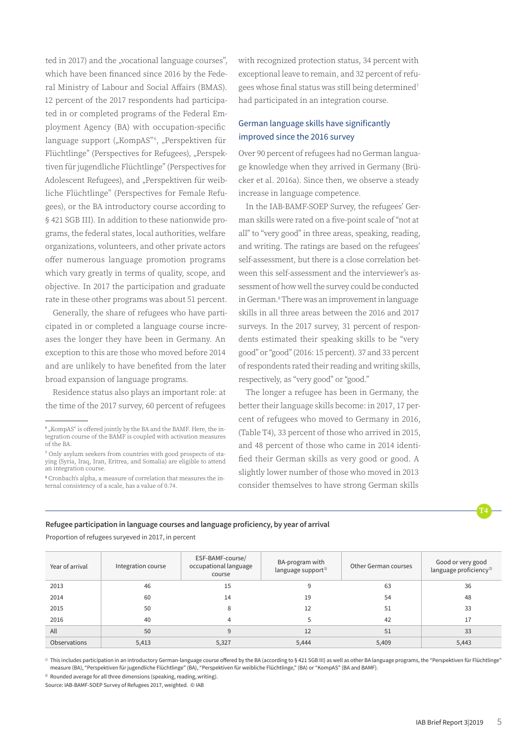ted in 2017) and the „vocational language courses", which have been financed since 2016 by the Federal Ministry of Labour and Social Affairs (BMAS). 12 percent of the 2017 respondents had participated in or completed programs of the Federal Employment Agency (BA) with occupation-specific language support („KompAS"[6], „Perspektiven für Flüchtlinge" (Perspectives for Refugees), „Perspektiven für jugendliche Flüchtlinge" (Perspectives for Adolescent Refugees), and „Perspektiven für weibliche Flüchtlinge" (Perspectives for Female Refugees), or the BA introductory course according to § 421 SGB III). In addition to these nationwide programs, the federal states, local authorities, welfare organizations, volunteers, and other private actors offer numerous language promotion programs which vary greatly in terms of quality, scope, and objective. In 2017 the participation and graduate rate in these other programs was about 51 percent.

Generally, the share of refugees who have participated in or completed a language course increases the longer they have been in Germany. An exception to this are those who moved before 2014 and are unlikely to have benefited from the later broad expansion of language programs.

Residence status also plays an important role: at the time of the 2017 survey, 60 percent of refugees with recognized protection status, 34 percent with exceptional leave to remain, and 32 percent of refugees whose final status was still being determined[7] had participated in an integration course.

## German language skills have significantly improved since the 2016 survey

Over 90 percent of refugees had no German language knowledge when they arrived in Germany (Brücker et al. 2016a). Since then, we observe a steady increase in language competence.

In the IAB-BAMF-SOEP Survey, the refugees' German skills were rated on a five-point scale of "not at all" to "very good" in three areas, speaking, reading, and writing. The ratings are based on the refugees' self-assessment, but there is a close correlation between this self-assessment and the interviewer's assessment of how well the survey could be conducted in German.[8] There was an improvement in language skills in all three areas between the 2016 and 2017 surveys. In the 2017 survey, 31 percent of respondents estimated their speaking skills to be "very good" or "good" (2016: 15 percent). 37 and 33 percent of respondents rated their reading and writing skills, respectively, as "very good" or "good."

The longer a refugee has been in Germany, the better their language skills become: in 2017, 17 percent of refugees who moved to Germany in 2016, (Table T4), 33 percent of those who arrived in 2015, and 48 percent of those who came in 2014 identified their German skills as very good or good. A slightly lower number of those who moved in 2013 consider themselves to have strong German skills

---

[6] „KompAS" is offered jointly by the BA and the BAMF. Here, the integration course of the BAMF is coupled with activation measures of the BA.

[7] Only asylum seekers from countries with good prospects of staying (Syria, Iraq, Iran, Eritrea, and Somalia) are eligible to attend an integration course.

[8] Cronbach's alpha, a measure of correlation that measures the internal consistency of a scale, has a value of 0.74.

---

**T4**

**Refugee participation in language courses and language proficiency, by year of arrival**

Proportion of refugees suryeved in 2017, in percent

| Year of arrival | Integration course | ESF-BAMF-course/ occupational language course | BA-program with language support[1] | Other German courses | Good or very good language proficiency[2] |
|---|---|---|---|---|---|
| 2013 | 46 | 15 | 9 | 63 | 36 |
| 2014 | 60 | 14 | 19 | 54 | 48 |
| 2015 | 50 | 8 | 12 | 51 | 33 |
| 2016 | 40 | 4 | 5 | 42 | 17 |
| All | 50 | 9 | 12 | 51 | 33 |
| Observations | 5,413 | 5,327 | 5,444 | 5,409 | 5,443 |

[1] This includes participation in an introductory German-language course offered by the BA (according to § 421 SGB III) as well as other BA language programs, the "Perspektiven für Flüchtlinge" measure (BA), "Perspektiven für jugendliche Flüchtlinge" (BA), "Perspektiven für weibliche Flüchtlinge," (BA) or "KompAS" (BA and BAMF).

[2] Rounded average for all three dimensions (speaking, reading, writing).

Source: IAB-BAMF-SOEP Survey of Refugees 2017, weighted. © IAB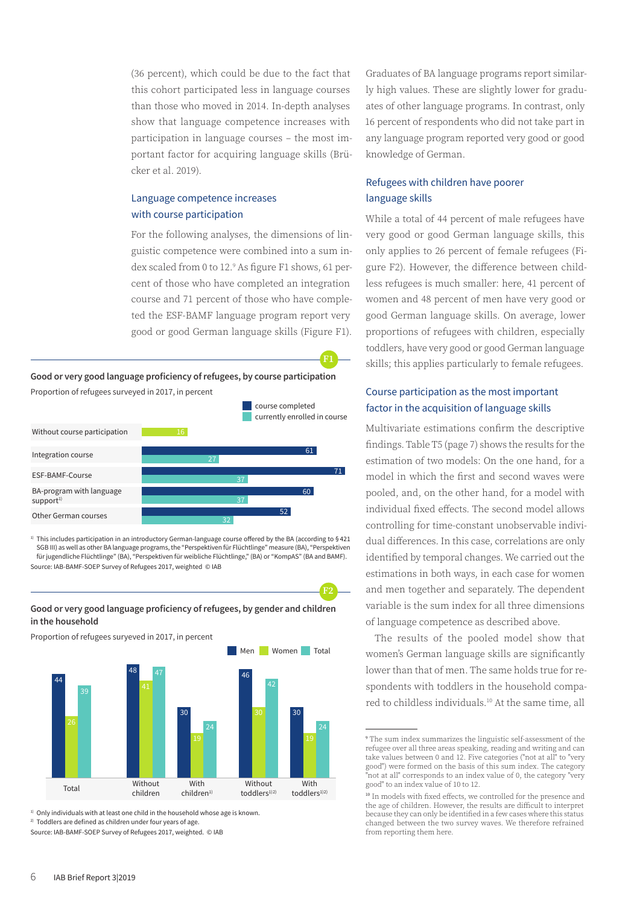(36 percent), which could be due to the fact that this cohort participated less in language courses than those who moved in 2014. In-depth analyses show that language competence increases with participation in language courses – the most important factor for acquiring language skills (Brücker et al. 2019).

### Language competence increases with course participation

For the following analyses, the dimensions of linguistic competence were combined into a sum index scaled from 0 to 12.[9] As figure F1 shows, 61 percent of those who have completed an integration course and 71 percent of those who have completed the ESF-BAMF language program report very good or good German language skills (Figure F1).

**F1**

**Good or very good language proficiency of refugees, by course participation**

Proportion of refugees surveyed in 2017, in percent

| | course completed | currently enrolled in course |
|---|---|---|
| Without course participation | 16 | |
| Integration course | 61 | 27 |
| ESF-BAMF-Course | 71 | 37 |
| BA-program with language support[1)] | 60 | 37 |
| Other German courses | 52 | 32 |

1) This includes participation in an introductory German-language course offered by the BA (according to § 421 SGB III) as well as other BA language programs, the "Perspektiven für Flüchtlinge" measure (BA), "Perspektiven für jugendliche Flüchtlinge" (BA), "Perspektiven für weibliche Flüchtlinge," (BA) or "KompAS" (BA and BAMF).
Source: IAB-BAMF-SOEP Survey of Refugees 2017, weighted © IAB

**F2**

**Good or very good language proficiency of refugees, by gender and children in the household**

Proportion of refugees surveyed in 2017, in percent

| | Men | Women | Total |
|---|---|---|---|
| Total | 44 | 26 | 39 |
| Without children | 48 | 41 | 47 |
| With children[1)] | 30 | 19 | 24 |
| Without toddlers[1)2)] | 46 | 30 | 42 |
| With toddlers[1)2)] | 30 | 19 | 24 |

1) Only individuals with at least one child in the household whose age is known.
2) Toddlers are defined as children under four years of age.
Source: IAB-BAMF-SOEP Survey of Refugees 2017, weighted. © IAB

Graduates of BA language programs report similarly high values. These are slightly lower for graduates of other language programs. In contrast, only 16 percent of respondents who did not take part in any language program reported very good or good knowledge of German.

### Refugees with children have poorer language skills

While a total of 44 percent of male refugees have very good or good German language skills, this only applies to 26 percent of female refugees (Figure F2). However, the difference between childless refugees is much smaller: here, 41 percent of women and 48 percent of men have very good or good German language skills. On average, lower proportions of refugees with children, especially toddlers, have very good or good German language skills; this applies particularly to female refugees.

### Course participation as the most important factor in the acquisition of language skills

Multivariate estimations confirm the descriptive findings. Table T5 (page 7) shows the results for the estimation of two models: On the one hand, for a model in which the first and second waves were pooled, and, on the other hand, for a model with individual fixed effects. The second model allows controlling for time-constant unobservable individual differences. In this case, correlations are only identified by temporal changes. We carried out the estimations in both ways, in each case for women and men together and separately. The dependent variable is the sum index for all three dimensions of language competence as described above.

The results of the pooled model show that women's German language skills are significantly lower than that of men. The same holds true for respondents with toddlers in the household compared to childless individuals.[10] At the same time, all

---

[9] The sum index summarizes the linguistic self-assessment of the refugee over all three areas speaking, reading and writing and can take values between 0 and 12. Five categories ("not at all" to "very good") were formed on the basis of this sum index. The category "not at all" corresponds to an index value of 0, the category "very good" to an index value of 10 to 12.

[10] In models with fixed effects, we controlled for the presence and the age of children. However, the results are difficult to interpret because they can only be identified in a few cases where this status changed between the two survey waves. We therefore refrained from reporting them here.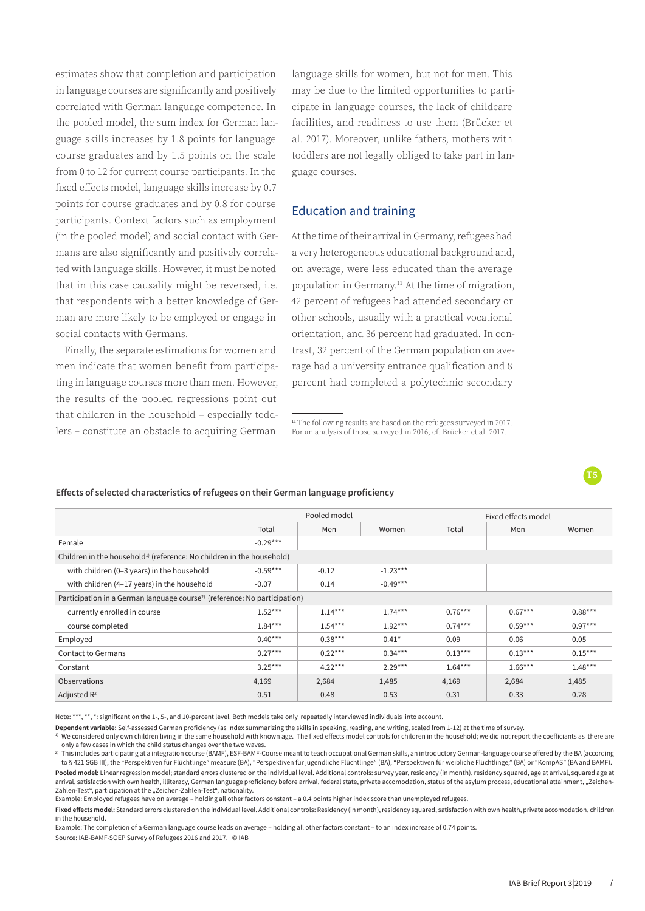estimates show that completion and participation in language courses are significantly and positively correlated with German language competence. In the pooled model, the sum index for German language skills increases by 1.8 points for language course graduates and by 1.5 points on the scale from 0 to 12 for current course participants. In the fixed effects model, language skills increase by 0.7 points for course graduates and by 0.8 for course participants. Context factors such as employment (in the pooled model) and social contact with Germans are also significantly and positively correlated with language skills. However, it must be noted that in this case causality might be reversed, i.e. that respondents with a better knowledge of German are more likely to be employed or engage in social contacts with Germans.

Finally, the separate estimations for women and men indicate that women benefit from participating in language courses more than men. However, the results of the pooled regressions point out that children in the household – especially toddlers – constitute an obstacle to acquiring German language skills for women, but not for men. This may be due to the limited opportunities to participate in language courses, the lack of childcare facilities, and readiness to use them (Brücker et al. 2017). Moreover, unlike fathers, mothers with toddlers are not legally obliged to take part in language courses.

## Education and training

At the time of their arrival in Germany, refugees had a very heterogeneous educational background and, on average, were less educated than the average population in Germany.[11] At the time of migration, 42 percent of refugees had attended secondary or other schools, usually with a practical vocational orientation, and 36 percent had graduated. In contrast, 32 percent of the German population on average had a university entrance qualification and 8 percent had completed a polytechnic secondary

[11] The following results are based on the refugees surveyed in 2017. For an analysis of those surveyed in 2016, cf. Brücker et al. 2017.

T5

**Effects of selected characteristics of refugees on their German language proficiency**

| | Pooled model | | | Fixed effects model | | |
|---|---|---|---|---|---|---|
| | Total | Men | Women | Total | Men | Women |
| Female | -0.29*** | | | | | |
| Children in the household[1)] (reference: No children in the household) | | | | | | |
| with children (0–3 years) in the household | -0.59*** | -0.12 | -1.23*** | | | |
| with children (4–17 years) in the household | -0.07 | 0.14 | -0.49*** | | | |
| Participation in a German language course[2)] (reference: No participation) | | | | | | |
| currently enrolled in course | 1.52*** | 1.14*** | 1.74*** | 0.76*** | 0.67*** | 0.88*** |
| course completed | 1.84*** | 1.54*** | 1.92*** | 0.74*** | 0.59*** | 0.97*** |
| Employed | 0.40*** | 0.38*** | 0.41* | 0.09 | 0.06 | 0.05 |
| Contact to Germans | 0.27*** | 0.22*** | 0.34*** | 0.13*** | 0.13*** | 0.15*** |
| Constant | 3.25*** | 4.22*** | 2.29*** | 1.64*** | 1.66*** | 1.48*** |
| Observations | 4,169 | 2,684 | 1,485 | 4,169 | 2,684 | 1,485 |
| Adjusted $R^2$ | 0.51 | 0.48 | 0.53 | 0.31 | 0.33 | 0.28 |

Note: ***, **, *: significant on the 1-, 5-, and 10-percent level. Both models take only repeatedly interviewed individuals into account.

**Dependent variable:** Self-assessed German proficiency (as Index summarizing the skills in speaking, reading, and writing, scaled from 1-12) at the time of survey.

[1)] We considered only own children living in the same household with known age. The fixed effects model controls for children in the household; we did not report the coefficients as there are only a few cases in which the child status changes over the two waves.

[2)] This includes participating at a integration course (BAMF), ESF-BAMF-Course meant to teach occupational German skills, an introductory German-language course offered by the BA (according to § 421 SGB III), the "Perspektiven für Flüchtlinge" measure (BA), "Perspektiven für jugendliche Flüchtlinge" (BA), "Perspektiven für weibliche Flüchtlinge," (BA) or "KompAS" (BA and BAMF).

**Pooled model:** Linear regression model; standard errors clustered on the individual level. Additional controls: survey year, residency (in month), residency squared, age at arrival, squared age at arrival, satisfaction with own health, illiteracy, German language proficiency before arrival, federal state, private accomodation, status of the asylum process, educational attainment, „Zeichen-Zahlen-Test", participation at the „Zeichen-Zahlen-Test", nationality.

Example: Employed refugees have on average – holding all other factors constant – a 0.4 points higher index score than unemployed refugees.

**Fixed effects model:** Standard errors clustered on the individual level. Additional controls: Residency (in month), residency squared, satisfaction with own health, private accomodation, children in the household.

Example: The completion of a German language course leads on average – holding all other factors constant – to an index increase of 0.74 points.

Source: IAB-BAMF-SOEP Survey of Refugees 2016 and 2017. © IAB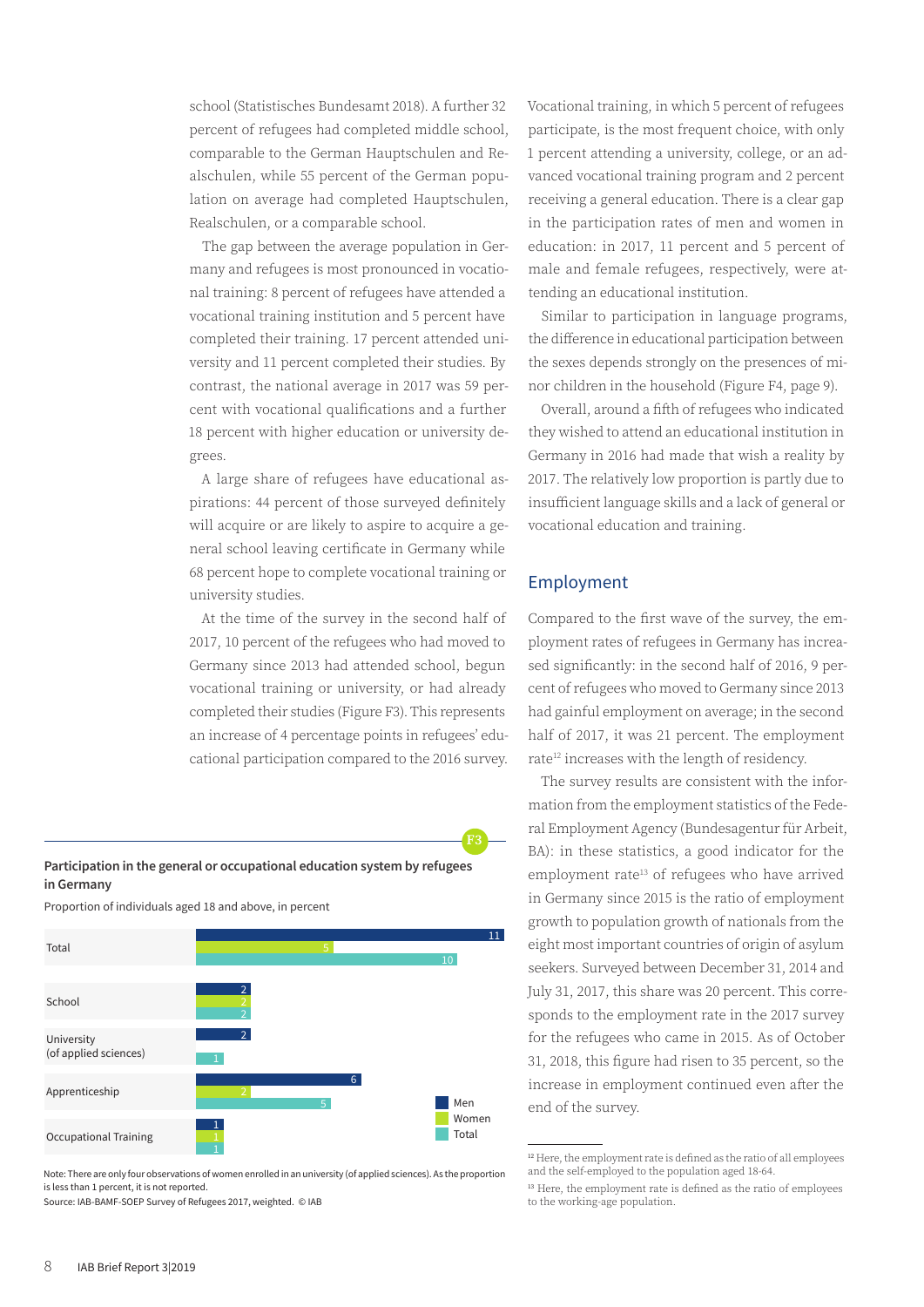school (Statistisches Bundesamt 2018). A further 32 percent of refugees had completed middle school, comparable to the German Hauptschulen and Realschulen, while 55 percent of the German population on average had completed Hauptschulen, Realschulen, or a comparable school.

The gap between the average population in Germany and refugees is most pronounced in vocational training: 8 percent of refugees have attended a vocational training institution and 5 percent have completed their training. 17 percent attended university and 11 percent completed their studies. By contrast, the national average in 2017 was 59 percent with vocational qualifications and a further 18 percent with higher education or university degrees.

A large share of refugees have educational aspirations: 44 percent of those surveyed definitely will acquire or are likely to aspire to acquire a general school leaving certificate in Germany while 68 percent hope to complete vocational training or university studies.

At the time of the survey in the second half of 2017, 10 percent of the refugees who had moved to Germany since 2013 had attended school, begun vocational training or university, or had already completed their studies (Figure F3). This represents an increase of 4 percentage points in refugees' educational participation compared to the 2016 survey.

**F3**

**Participation in the general or occupational education system by refugees in Germany**

Proportion of individuals aged 18 and above, in percent

| | Men | Women | Total |
|---|---|---|---|
| Total | 11 | 5 | 10 |
| School | 2 | 2 | 2 |
| University (of applied sciences) | 2 | | 1 |
| Apprenticeship | 6 | 2 | 5 |
| Occupational Training | 1 | 1 | 1 |

Note: There are only four observations of women enrolled in an university (of applied sciences). As the proportion is less than 1 percent, it is not reported.

Source: IAB-BAMF-SOEP Survey of Refugees 2017, weighted. © IAB

Vocational training, in which 5 percent of refugees participate, is the most frequent choice, with only 1 percent attending a university, college, or an advanced vocational training program and 2 percent receiving a general education. There is a clear gap in the participation rates of men and women in education: in 2017, 11 percent and 5 percent of male and female refugees, respectively, were attending an educational institution.

Similar to participation in language programs, the difference in educational participation between the sexes depends strongly on the presences of minor children in the household (Figure F4, page 9).

Overall, around a fifth of refugees who indicated they wished to attend an educational institution in Germany in 2016 had made that wish a reality by 2017. The relatively low proportion is partly due to insufficient language skills and a lack of general or vocational education and training.

## Employment

Compared to the first wave of the survey, the employment rates of refugees in Germany has increased significantly: in the second half of 2016, 9 percent of refugees who moved to Germany since 2013 had gainful employment on average; in the second half of 2017, it was 21 percent. The employment rate[12] increases with the length of residency.

The survey results are consistent with the information from the employment statistics of the Federal Employment Agency (Bundesagentur für Arbeit, BA): in these statistics, a good indicator for the employment rate[13] of refugees who have arrived in Germany since 2015 is the ratio of employment growth to population growth of nationals from the eight most important countries of origin of asylum seekers. Surveyed between December 31, 2014 and July 31, 2017, this share was 20 percent. This corresponds to the employment rate in the 2017 survey for the refugees who came in 2015. As of October 31, 2018, this figure had risen to 35 percent, so the increase in employment continued even after the end of the survey.

[12] Here, the employment rate is defined as the ratio of all employees and the self-employed to the population aged 18-64.

[13] Here, the employment rate is defined as the ratio of employees to the working-age population.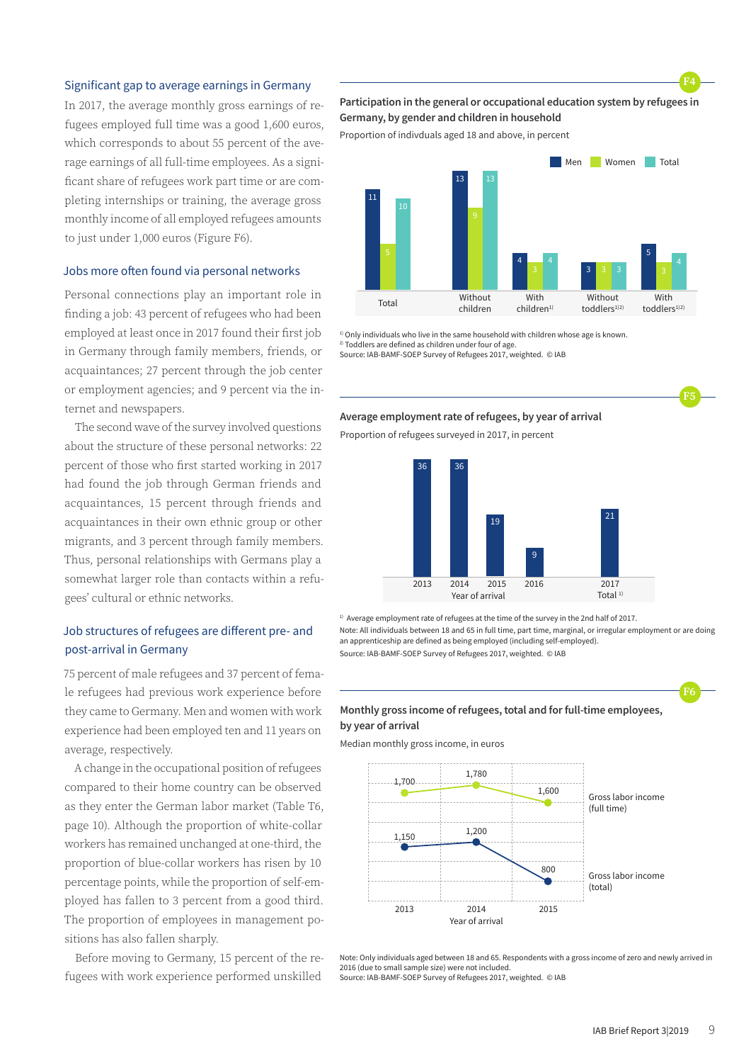### Significant gap to average earnings in Germany

In 2017, the average monthly gross earnings of refugees employed full time was a good 1,600 euros, which corresponds to about 55 percent of the average earnings of all full-time employees. As a significant share of refugees work part time or are completing internships or training, the average gross monthly income of all employed refugees amounts to just under 1,000 euros (Figure F6).

### Jobs more often found via personal networks

Personal connections play an important role in finding a job: 43 percent of refugees who had been employed at least once in 2017 found their first job in Germany through family members, friends, or acquaintances; 27 percent through the job center or employment agencies; and 9 percent via the internet and newspapers.

The second wave of the survey involved questions about the structure of these personal networks: 22 percent of those who first started working in 2017 had found the job through German friends and acquaintances, 15 percent through friends and acquaintances in their own ethnic group or other migrants, and 3 percent through family members. Thus, personal relationships with Germans play a somewhat larger role than contacts within a refugees' cultural or ethnic networks.

### Job structures of refugees are different pre- and post-arrival in Germany

75 percent of male refugees and 37 percent of female refugees had previous work experience before they came to Germany. Men and women with work experience had been employed ten and 11 years on average, respectively.

A change in the occupational position of refugees compared to their home country can be observed as they enter the German labor market (Table T6, page 10). Although the proportion of white-collar workers has remained unchanged at one-third, the proportion of blue-collar workers has risen by 10 percentage points, while the proportion of self-employed has fallen to 3 percent from a good third. The proportion of employees in management positions has also fallen sharply.

Before moving to Germany, 15 percent of the refugees with work experience performed unskilled

**F4**

**Participation in the general or occupational education system by refugees in Germany, by gender and children in household**

Proportion of indivduals aged 18 and above, in percent

| | Men | Women | Total |
|---|---|---|---|
| Total | 11 | 5 | 10 |
| Without children | 13 | 9 | 13 |
| With children[1] | 4 | 3 | 4 |
| Without toddlers[1,2] | 3 | 3 | 3 |
| With toddlers[1,2] | 5 | 3 | 4 |

[1] Only individuals who live in the same household with children whose age is known.
[2] Toddlers are defined as children under four of age.
Source: IAB-BAMF-SOEP Survey of Refugees 2017, weighted. © IAB

**F5**

**Average employment rate of refugees, by year of arrival**

Proportion of refugees surveyed in 2017, in percent

| Year of arrival | 2013 | 2014 | 2015 | 2016 | 2017 Total[1] |
|---|---|---|---|---|---|
| Employment rate | 36 | 36 | 19 | 9 | 21 |

[1] Average employment rate of refugees at the time of the survey in the 2nd half of 2017.
Note: All individuals between 18 and 65 in full time, part time, marginal, or irregular employment or are doing an apprenticeship are defined as being employed (including self-employed).
Source: IAB-BAMF-SOEP Survey of Refugees 2017, weighted. © IAB

**F6**

**Monthly gross income of refugees, total and for full-time employees, by year of arrival**

Median monthly gross income, in euros

| Year of arrival | 2013 | 2014 | 2015 |
|---|---|---|---|
| Gross labor income (full time) | 1,700 | 1,780 | 1,600 |
| Gross labor income (total) | 1,150 | 1,200 | 800 |

Note: Only individuals aged between 18 and 65. Respondents with a gross income of zero and newly arrived in 2016 (due to small sample size) were not included.
Source: IAB-BAMF-SOEP Survey of Refugees 2017, weighted. © IAB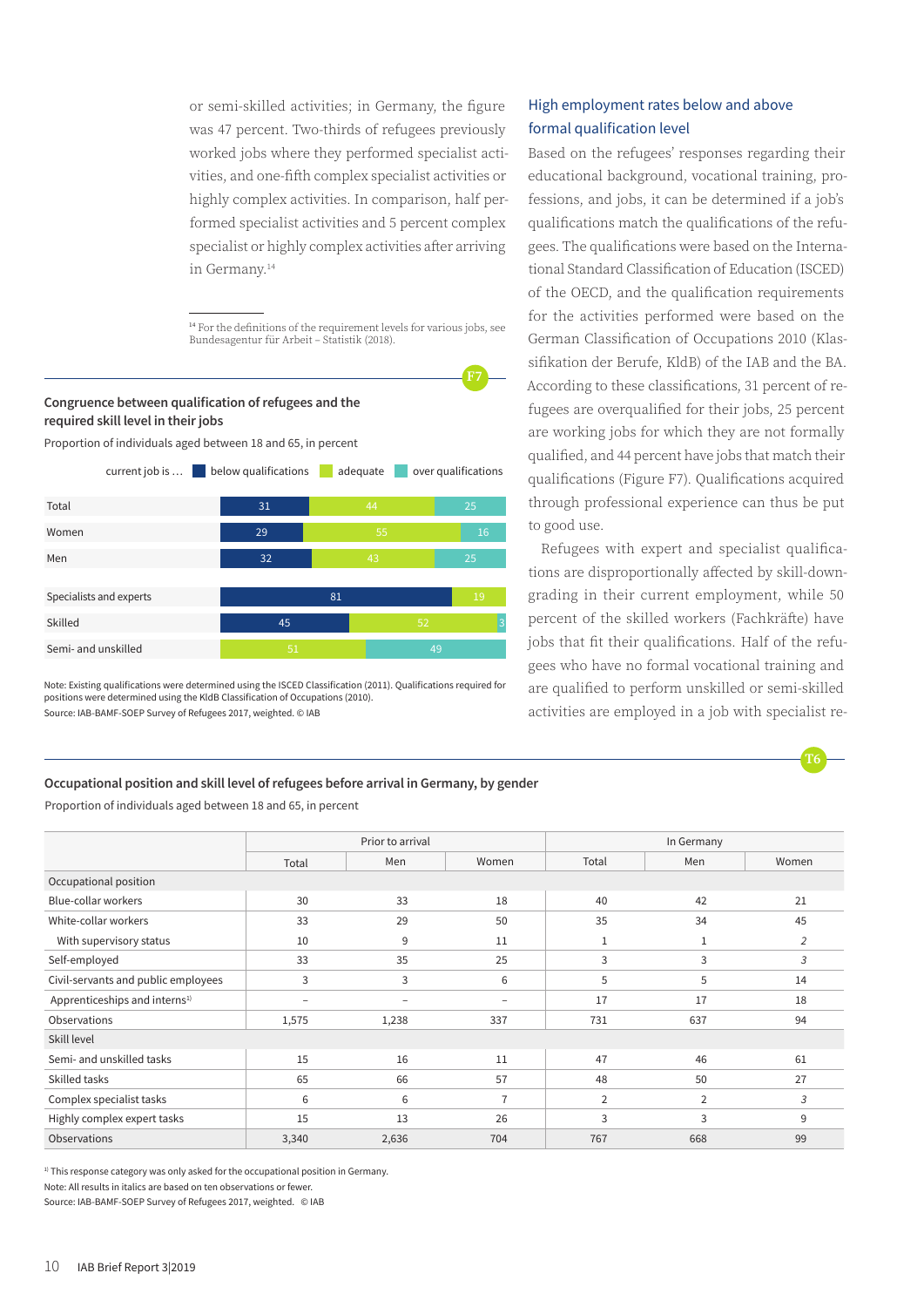or semi-skilled activities; in Germany, the figure was 47 percent. Two-thirds of refugees previously worked jobs where they performed specialist activities, and one-fifth complex specialist activities or highly complex activities. In comparison, half performed specialist activities and 5 percent complex specialist or highly complex activities after arriving in Germany.[14]

[14] For the definitions of the requirement levels for various jobs, see Bundesagentur für Arbeit – Statistik (2018).

F7

**Congruence between qualification of refugees and the required skill level in their jobs**

Proportion of individuals aged between 18 and 65, in percent

| current job is … | below qualifications | adequate | over qualifications |
|---|---|---|---|
| Total | 31 | 44 | 25 |
| Women | 29 | 55 | 16 |
| Men | 32 | 43 | 25 |
| Specialists and experts | 81 | 19 | |
| Skilled | 45 | 52 | 3 |
| Semi- and unskilled | | 51 | 49 |

Note: Existing qualifications were determined using the ISCED Classification (2011). Qualifications required for positions were determined using the KldB Classification of Occupations (2010).
Source: IAB-BAMF-SOEP Survey of Refugees 2017, weighted. © IAB

## High employment rates below and above formal qualification level

Based on the refugees' responses regarding their educational background, vocational training, professions, and jobs, it can be determined if a job's qualifications match the qualifications of the refugees. The qualifications were based on the International Standard Classification of Education (ISCED) of the OECD, and the qualification requirements for the activities performed were based on the German Classification of Occupations 2010 (Klassifikation der Berufe, KldB) of the IAB and the BA. According to these classifications, 31 percent of refugees are overqualified for their jobs, 25 percent are working jobs for which they are not formally qualified, and 44 percent have jobs that match their qualifications (Figure F7). Qualifications acquired through professional experience can thus be put to good use.

Refugees with expert and specialist qualifications are disproportionally affected by skill-downgrading in their current employment, while 50 percent of the skilled workers (Fachkräfte) have jobs that fit their qualifications. Half of the refugees who have no formal vocational training and are qualified to perform unskilled or semi-skilled activities are employed in a job with specialist re-

T6

**Occupational position and skill level of refugees before arrival in Germany, by gender**

Proportion of individuals aged between 18 and 65, in percent

| | Prior to arrival | | | In Germany | | |
|---|---|---|---|---|---|---|
| | Total | Men | Women | Total | Men | Women |
| **Occupational position** | | | | | | |
| Blue-collar workers | 30 | 33 | 18 | 40 | 42 | 21 |
| White-collar workers | 33 | 29 | 50 | 35 | 34 | 45 |
| With supervisory status | 10 | 9 | 11 | 1 | 1 | *2* |
| Self-employed | 33 | 35 | 25 | 3 | 3 | *3* |
| Civil-servants and public employees | 3 | 3 | 6 | 5 | 5 | 14 |
| Apprenticeships and interns[1)] | – | – | – | 17 | 17 | 18 |
| Observations | 1,575 | 1,238 | 337 | 731 | 637 | 94 |
| **Skill level** | | | | | | |
| Semi- and unskilled tasks | 15 | 16 | 11 | 47 | 46 | 61 |
| Skilled tasks | 65 | 66 | 57 | 48 | 50 | 27 |
| Complex specialist tasks | 6 | 6 | 7 | 2 | 2 | *3* |
| Highly complex expert tasks | 15 | 13 | 26 | 3 | 3 | 9 |
| Observations | 3,340 | 2,636 | 704 | 767 | 668 | 99 |

[1)] This response category was only asked for the occupational position in Germany.
Note: All results in italics are based on ten observations or fewer.
Source: IAB-BAMF-SOEP Survey of Refugees 2017, weighted. © IAB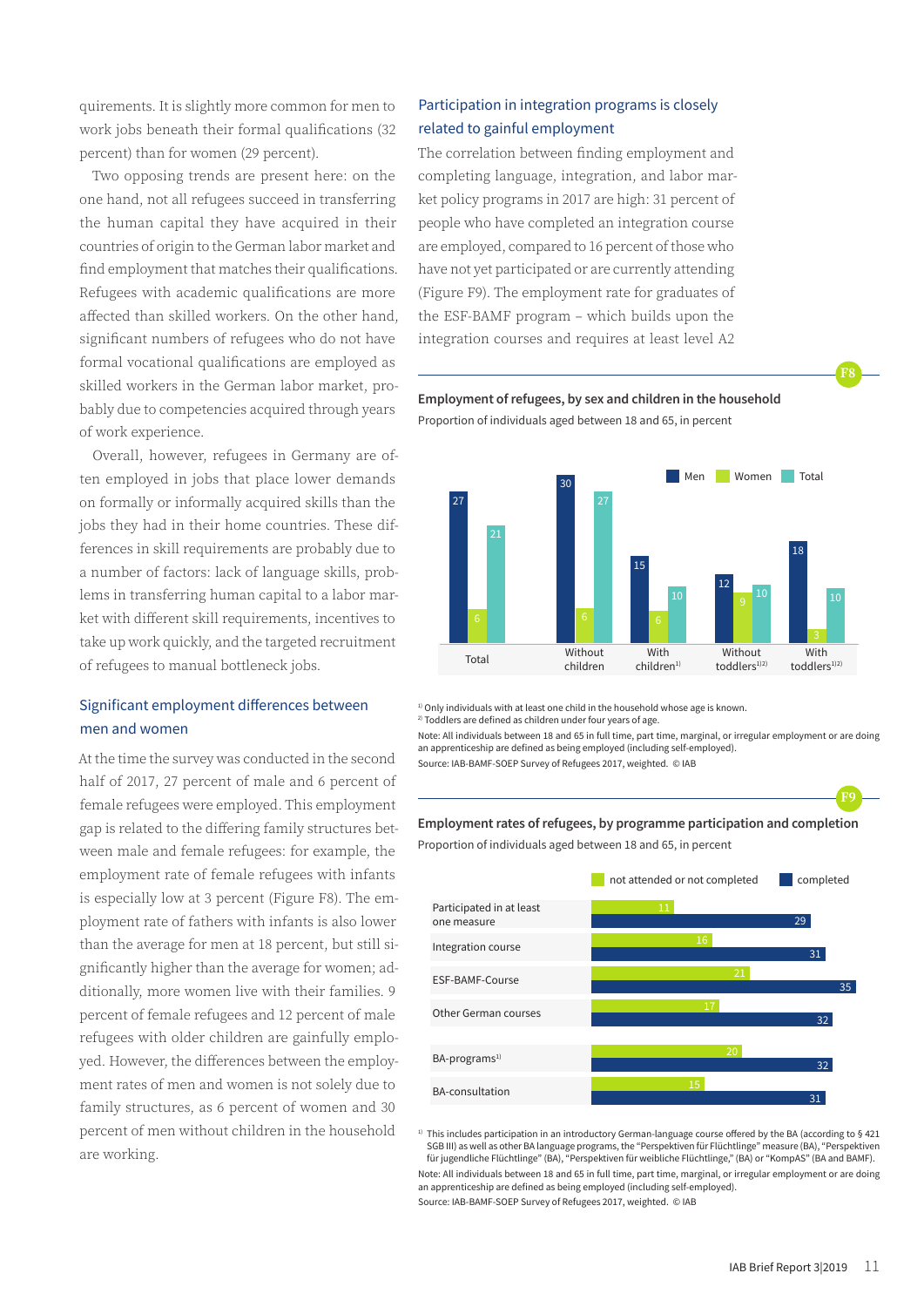quirements. It is slightly more common for men to work jobs beneath their formal qualifications (32 percent) than for women (29 percent).

Two opposing trends are present here: on the one hand, not all refugees succeed in transferring the human capital they have acquired in their countries of origin to the German labor market and find employment that matches their qualifications. Refugees with academic qualifications are more affected than skilled workers. On the other hand, significant numbers of refugees who do not have formal vocational qualifications are employed as skilled workers in the German labor market, probably due to competencies acquired through years of work experience.

Overall, however, refugees in Germany are often employed in jobs that place lower demands on formally or informally acquired skills than the jobs they had in their home countries. These differences in skill requirements are probably due to a number of factors: lack of language skills, problems in transferring human capital to a labor market with different skill requirements, incentives to take up work quickly, and the targeted recruitment of refugees to manual bottleneck jobs.

## Significant employment differences between men and women

At the time the survey was conducted in the second half of 2017, 27 percent of male and 6 percent of female refugees were employed. This employment gap is related to the differing family structures between male and female refugees: for example, the employment rate of female refugees with infants is especially low at 3 percent (Figure F8). The employment rate of fathers with infants is also lower than the average for men at 18 percent, but still significantly higher than the average for women; additionally, more women live with their families. 9 percent of female refugees and 12 percent of male refugees with older children are gainfully employed. However, the differences between the employment rates of men and women is not solely due to family structures, as 6 percent of women and 30 percent of men without children in the household are working.

## Participation in integration programs is closely related to gainful employment

The correlation between finding employment and completing language, integration, and labor market policy programs in 2017 are high: 31 percent of people who have completed an integration course are employed, compared to 16 percent of those who have not yet participated or are currently attending (Figure F9). The employment rate for graduates of the ESF-BAMF program – which builds upon the integration courses and requires at least level A2

**F8**

**Employment of refugees, by sex and children in the household**

Proportion of individuals aged between 18 and 65, in percent

| | Men | Women | Total |
|---|---|---|---|
| Total | 27 | 6 | 21 |
| Without children | 30 | 6 | 27 |
| With children[1] | 15 | 6 | 10 |
| Without toddlers[1)2)] | 12 | 9 | 10 |
| With toddlers[1)2)] | 18 | 3 | 10 |

[1] Only individuals with at least one child in the household whose age is known.
[2] Toddlers are defined as children under four years of age.
Note: All individuals between 18 and 65 in full time, part time, marginal, or irregular employment or are doing an apprenticeship are defined as being employed (including self-employed).
Source: IAB-BAMF-SOEP Survey of Refugees 2017, weighted. © IAB

**F9**

**Employment rates of refugees, by programme participation and completion**

Proportion of individuals aged between 18 and 65, in percent

| | not attended or not completed | completed |
|---|---|---|
| Participated in at least one measure | 11 | 29 |
| Integration course | 16 | 31 |
| ESF-BAMF-Course | 21 | 35 |
| Other German courses | 17 | 32 |
| BA-programs[1] | 20 | 32 |
| BA-consultation | 15 | 31 |

[1] This includes participation in an introductory German-language course offered by the BA (according to § 421 SGB III) as well as other BA language programs, the "Perspektiven für Flüchtlinge" measure (BA), "Perspektiven für jugendliche Flüchtlinge" (BA), "Perspektiven für weibliche Flüchtlinge," (BA) or "KompAS" (BA and BAMF).
Note: All individuals between 18 and 65 in full time, part time, marginal, or irregular employment or are doing an apprenticeship are defined as being employed (including self-employed).
Source: IAB-BAMF-SOEP Survey of Refugees 2017, weighted. © IAB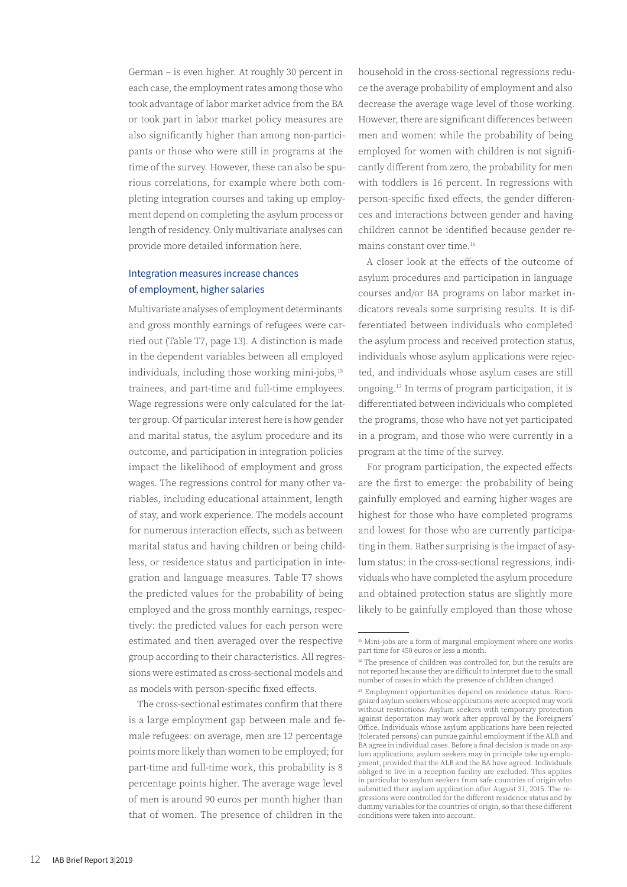German – is even higher. At roughly 30 percent in each case, the employment rates among those who took advantage of labor market advice from the BA or took part in labor market policy measures are also significantly higher than among non-participants or those who were still in programs at the time of the survey. However, these can also be spurious correlations, for example where both completing integration courses and taking up employment depend on completing the asylum process or length of residency. Only multivariate analyses can provide more detailed information here.

## Integration measures increase chances of employment, higher salaries

Multivariate analyses of employment determinants and gross monthly earnings of refugees were carried out (Table T7, page 13). A distinction is made in the dependent variables between all employed individuals, including those working mini-jobs,[15] trainees, and part-time and full-time employees. Wage regressions were only calculated for the latter group. Of particular interest here is how gender and marital status, the asylum procedure and its outcome, and participation in integration policies impact the likelihood of employment and gross wages. The regressions control for many other variables, including educational attainment, length of stay, and work experience. The models account for numerous interaction effects, such as between marital status and having children or being childless, or residence status and participation in integration and language measures. Table T7 shows the predicted values for the probability of being employed and the gross monthly earnings, respectively: the predicted values for each person were estimated and then averaged over the respective group according to their characteristics. All regressions were estimated as cross-sectional models and as models with person-specific fixed effects.

The cross-sectional estimates confirm that there is a large employment gap between male and female refugees: on average, men are 12 percentage points more likely than women to be employed; for part-time and full-time work, this probability is 8 percentage points higher. The average wage level of men is around 90 euros per month higher than that of women. The presence of children in the household in the cross-sectional regressions reduce the average probability of employment and also decrease the average wage level of those working. However, there are significant differences between men and women: while the probability of being employed for women with children is not significantly different from zero, the probability for men with toddlers is 16 percent. In regressions with person-specific fixed effects, the gender differences and interactions between gender and having children cannot be identified because gender remains constant over time.[16]

A closer look at the effects of the outcome of asylum procedures and participation in language courses and/or BA programs on labor market indicators reveals some surprising results. It is differentiated between individuals who completed the asylum process and received protection status, individuals whose asylum applications were rejected, and individuals whose asylum cases are still ongoing.[17] In terms of program participation, it is differentiated between individuals who completed the programs, those who have not yet participated in a program, and those who were currently in a program at the time of the survey.

For program participation, the expected effects are the first to emerge: the probability of being gainfully employed and earning higher wages are highest for those who have completed programs and lowest for those who are currently participating in them. Rather surprising is the impact of asylum status: in the cross-sectional regressions, individuals who have completed the asylum procedure and obtained protection status are slightly more likely to be gainfully employed than those whose

---

[15] Mini-jobs are a form of marginal employment where one works part time for 450 euros or less a month.

[16] The presence of children was controlled for, but the results are not reported because they are difficult to interpret due to the small number of cases in which the presence of children changed.

[17] Employment opportunities depend on residence status. Recognized asylum seekers whose applications were accepted may work without restrictions. Asylum seekers with temporary protection against deportation may work after approval by the Foreigners' Office. Individuals whose asylum applications have been rejected (tolerated persons) can pursue gainful employment if the ALB and BA agree in individual cases. Before a final decision is made on asylum applications, asylum seekers may in principle take up employment, provided that the ALB and the BA have agreed. Individuals obliged to live in a reception facility are excluded. This applies in particular to asylum seekers from safe countries of origin who submitted their asylum application after August 31, 2015. The regressions were controlled for the different residence status and by dummy variables for the countries of origin, so that these different conditions were taken into account.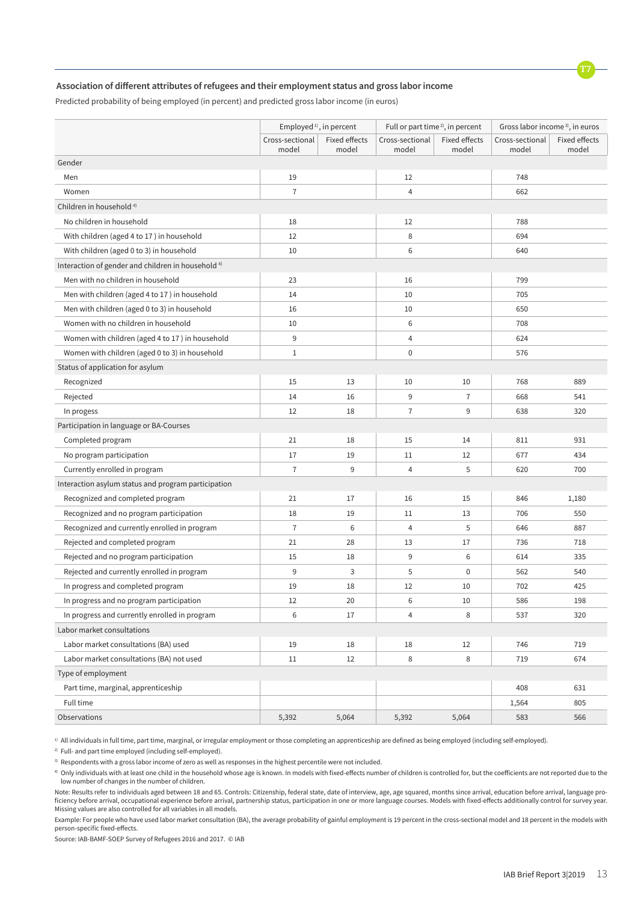**T7**

**Association of different attributes of refugees and their employment status and gross labor income**

Predicted probability of being employed (in percent) and predicted gross labor income (in euros)

| | Employed [1], in percent | | Full or part time [2], in percent | | Gross labor income [3], in euros | |
|---|---|---|---|---|---|---|
| | Cross-sectional model | Fixed effects model | Cross-sectional model | Fixed effects model | Cross-sectional model | Fixed effects model |
| **Gender** | | | | | | |
| Men | 19 | | 12 | | 748 | |
| Women | 7 | | 4 | | 662 | |
| **Children in household [4]** | | | | | | |
| No children in household | 18 | | 12 | | 788 | |
| With children (aged 4 to 17 ) in household | 12 | | 8 | | 694 | |
| With children (aged 0 to 3) in household | 10 | | 6 | | 640 | |
| **Interaction of gender and children in household [4]** | | | | | | |
| Men with no children in household | 23 | | 16 | | 799 | |
| Men with children (aged 4 to 17 ) in household | 14 | | 10 | | 705 | |
| Men with children (aged 0 to 3) in household | 16 | | 10 | | 650 | |
| Women with no children in household | 10 | | 6 | | 708 | |
| Women with children (aged 4 to 17 ) in household | 9 | | 4 | | 624 | |
| Women with children (aged 0 to 3) in household | 1 | | 0 | | 576 | |
| **Status of application for asylum** | | | | | | |
| Recognized | 15 | 13 | 10 | 10 | 768 | 889 |
| Rejected | 14 | 16 | 9 | 7 | 668 | 541 |
| In progess | 12 | 18 | 7 | 9 | 638 | 320 |
| **Participation in language or BA-Courses** | | | | | | |
| Completed program | 21 | 18 | 15 | 14 | 811 | 931 |
| No program participation | 17 | 19 | 11 | 12 | 677 | 434 |
| Currently enrolled in program | 7 | 9 | 4 | 5 | 620 | 700 |
| **Interaction asylum status and program participation** | | | | | | |
| Recognized and completed program | 21 | 17 | 16 | 15 | 846 | 1,180 |
| Recognized and no program participation | 18 | 19 | 11 | 13 | 706 | 550 |
| Recognized and currently enrolled in program | 7 | 6 | 4 | 5 | 646 | 887 |
| Rejected and completed program | 21 | 28 | 13 | 17 | 736 | 718 |
| Rejected and no program participation | 15 | 18 | 9 | 6 | 614 | 335 |
| Rejected and currently enrolled in program | 9 | 3 | 5 | 0 | 562 | 540 |
| In progress and completed program | 19 | 18 | 12 | 10 | 702 | 425 |
| In progress and no program participation | 12 | 20 | 6 | 10 | 586 | 198 |
| In progress and currently enrolled in program | 6 | 17 | 4 | 8 | 537 | 320 |
| **Labor market consultations** | | | | | | |
| Labor market consultations (BA) used | 19 | 18 | 18 | 12 | 746 | 719 |
| Labor market consultations (BA) not used | 11 | 12 | 8 | 8 | 719 | 674 |
| **Type of employment** | | | | | | |
| Part time, marginal, apprenticeship | | | | | 408 | 631 |
| Full time | | | | | 1,564 | 805 |
| Observations | 5,392 | 5,064 | 5,392 | 5,064 | 583 | 566 |

[1] All individuals in full time, part time, marginal, or irregular employment or those completing an apprenticeship are defined as being employed (including self-employed).

[2] Full- and part time employed (including self-employed).

[3] Respondents with a gross labor income of zero as well as responses in the highest percentile were not included.

[4] Only individuals with at least one child in the household whose age is known. In models with fixed-effects number of children is controlled for, but the coefficients are not reported due to the low number of changes in the number of children.

Note: Results refer to individuals aged between 18 and 65. Controls: Citizenship, federal state, date of interview, age, age squared, months since arrival, education before arrival, language proficiency before arrival, occupational experience before arrival, partnership status, participation in one or more language courses. Models with fixed-effects additionally control for survey year. Missing values are also controlled for all variables in all models.

Example: For people who have used labor market consultation (BA), the average probability of gainful employment is 19 percent in the cross-sectional model and 18 percent in the models with person-specific fixed-effects.

Source: IAB-BAMF-SOEP Survey of Refugees 2016 and 2017. © IAB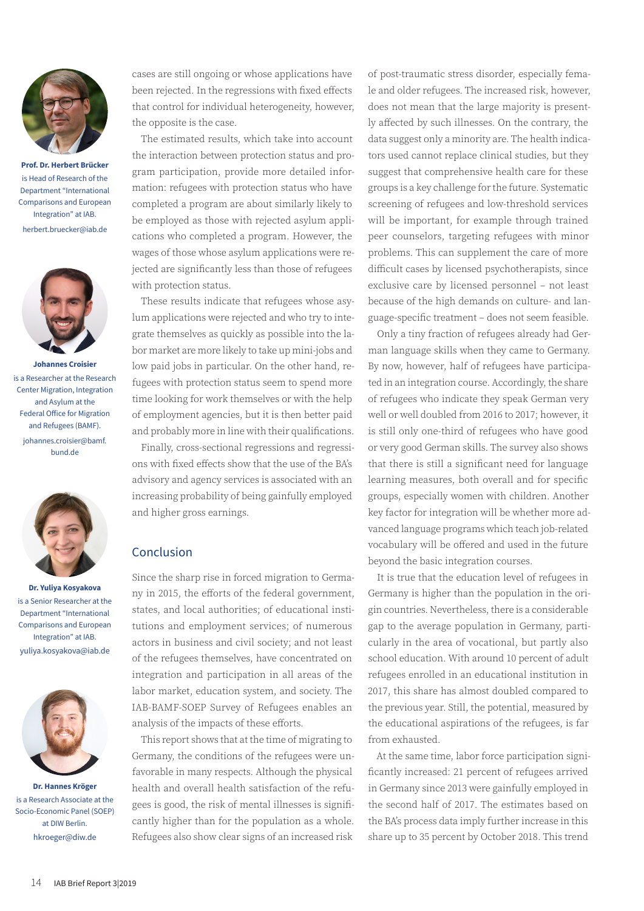**Prof. Dr. Herbert Brücker** is Head of Research of the Department "International Comparisons and European Integration" at IAB.
herbert.bruecker@iab.de

**Johannes Croisier** is a Researcher at the Research Center Migration, Integration and Asylum at the Federal Office for Migration and Refugees (BAMF).
johannes.croisier@bamf.bund.de

**Dr. Yuliya Kosyakova** is a Senior Researcher at the Department "International Comparisons and European Integration" at IAB.
yuliya.kosyakova@iab.de

**Dr. Hannes Kröger** is a Research Associate at the Socio-Economic Panel (SOEP) at DIW Berlin.
hkroeger@diw.de

cases are still ongoing or whose applications have been rejected. In the regressions with fixed effects that control for individual heterogeneity, however, the opposite is the case.

The estimated results, which take into account the interaction between protection status and program participation, provide more detailed information: refugees with protection status who have completed a program are about similarly likely to be employed as those with rejected asylum applications who completed a program. However, the wages of those whose asylum applications were rejected are significantly less than those of refugees with protection status.

These results indicate that refugees whose asylum applications were rejected and who try to integrate themselves as quickly as possible into the labor market are more likely to take up mini-jobs and low paid jobs in particular. On the other hand, refugees with protection status seem to spend more time looking for work themselves or with the help of employment agencies, but it is then better paid and probably more in line with their qualifications.

Finally, cross-sectional regressions and regressions with fixed effects show that the use of the BA's advisory and agency services is associated with an increasing probability of being gainfully employed and higher gross earnings.

## Conclusion

Since the sharp rise in forced migration to Germany in 2015, the efforts of the federal government, states, and local authorities; of educational institutions and employment services; of numerous actors in business and civil society; and not least of the refugees themselves, have concentrated on integration and participation in all areas of the labor market, education system, and society. The IAB-BAMF-SOEP Survey of Refugees enables an analysis of the impacts of these efforts.

This report shows that at the time of migrating to Germany, the conditions of the refugees were unfavorable in many respects. Although the physical health and overall health satisfaction of the refugees is good, the risk of mental illnesses is significantly higher than for the population as a whole. Refugees also show clear signs of an increased risk of post-traumatic stress disorder, especially female and older refugees. The increased risk, however, does not mean that the large majority is presently affected by such illnesses. On the contrary, the data suggest only a minority are. The health indicators used cannot replace clinical studies, but they suggest that comprehensive health care for these groups is a key challenge for the future. Systematic screening of refugees and low-threshold services will be important, for example through trained peer counselors, targeting refugees with minor problems. This can supplement the care of more difficult cases by licensed psychotherapists, since exclusive care by licensed personnel – not least because of the high demands on culture- and language-specific treatment – does not seem feasible.

Only a tiny fraction of refugees already had German language skills when they came to Germany. By now, however, half of refugees have participated in an integration course. Accordingly, the share of refugees who indicate they speak German very well or well doubled from 2016 to 2017; however, it is still only one-third of refugees who have good or very good German skills. The survey also shows that there is still a significant need for language learning measures, both overall and for specific groups, especially women with children. Another key factor for integration will be whether more advanced language programs which teach job-related vocabulary will be offered and used in the future beyond the basic integration courses.

It is true that the education level of refugees in Germany is higher than the population in the origin countries. Nevertheless, there is a considerable gap to the average population in Germany, particularly in the area of vocational, but partly also school education. With around 10 percent of adult refugees enrolled in an educational institution in 2017, this share has almost doubled compared to the previous year. Still, the potential, measured by the educational aspirations of the refugees, is far from exhausted.

At the same time, labor force participation significantly increased: 21 percent of refugees arrived in Germany since 2013 were gainfully employed in the second half of 2017. The estimates based on the BA's process data imply further increase in this share up to 35 percent by October 2018. This trend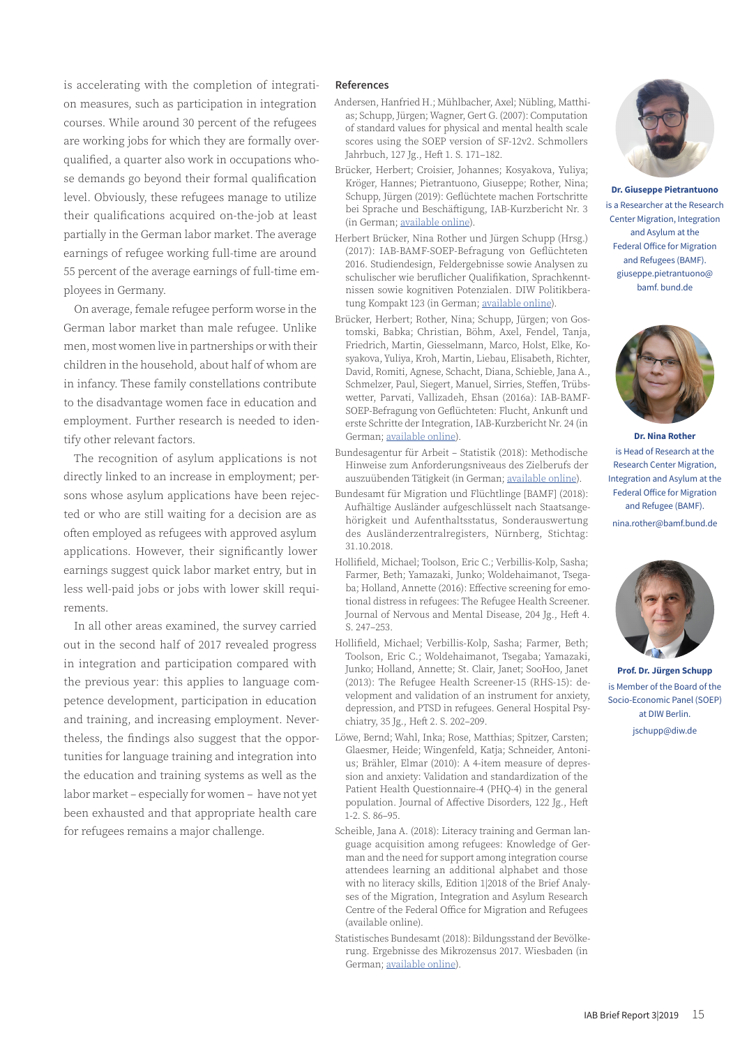is accelerating with the completion of integration measures, such as participation in integration courses. While around 30 percent of the refugees are working jobs for which they are formally overqualified, a quarter also work in occupations whose demands go beyond their formal qualification level. Obviously, these refugees manage to utilize their qualifications acquired on-the-job at least partially in the German labor market. The average earnings of refugee working full-time are around 55 percent of the average earnings of full-time employees in Germany.

On average, female refugee perform worse in the German labor market than male refugee. Unlike men, most women live in partnerships or with their children in the household, about half of whom are in infancy. These family constellations contribute to the disadvantage women face in education and employment. Further research is needed to identify other relevant factors.

The recognition of asylum applications is not directly linked to an increase in employment; persons whose asylum applications have been rejected or who are still waiting for a decision are as often employed as refugees with approved asylum applications. However, their significantly lower earnings suggest quick labor market entry, but in less well-paid jobs or jobs with lower skill requirements.

In all other areas examined, the survey carried out in the second half of 2017 revealed progress in integration and participation compared with the previous year: this applies to language competence development, participation in education and training, and increasing employment. Nevertheless, the findings also suggest that the opportunities for language training and integration into the education and training systems as well as the labor market – especially for women – have not yet been exhausted and that appropriate health care for refugees remains a major challenge.

## References

Andersen, Hanfried H.; Mühlbacher, Axel; Nübling, Matthias; Schupp, Jürgen; Wagner, Gert G. (2007): Computation of standard values for physical and mental health scale scores using the SOEP version of SF-12v2. Schmollers Jahrbuch, 127 Jg., Heft 1. S. 171–182.

Brücker, Herbert; Croisier, Johannes; Kosyakova, Yuliya; Kröger, Hannes; Pietrantuono, Giuseppe; Rother, Nina; Schupp, Jürgen (2019): Geflüchtete machen Fortschritte bei Sprache und Beschäftigung, IAB-Kurzbericht Nr. 3 (in German; available online).

Herbert Brücker, Nina Rother und Jürgen Schupp (Hrsg.) (2017): IAB-BAMF-SOEP-Befragung von Geflüchteten 2016. Studiendesign, Feldergebnisse sowie Analysen zu schulischer wie beruflicher Qualifikation, Sprachkenntnissen sowie kognitiven Potenzialen. DIW Politikberatung Kompakt 123 (in German; available online).

Brücker, Herbert; Rother, Nina; Schupp, Jürgen; von Gostomski, Babka; Christian, Böhm, Axel, Fendel, Tanja, Friedrich, Martin, Giesselmann, Marco, Holst, Elke, Kosyakova, Yuliya, Kroh, Martin, Liebau, Elisabeth, Richter, David, Romiti, Agnese, Schacht, Diana, Schieble, Jana A., Schmelzer, Paul, Siegert, Manuel, Sirries, Steffen, Trübswetter, Parvati, Vallizadeh, Ehsan (2016a): IAB-BAMF-SOEP-Befragung von Geflüchteten: Flucht, Ankunft und erste Schritte der Integration, IAB-Kurzbericht Nr. 24 (in German; available online).

Bundesagentur für Arbeit – Statistik (2018): Methodische Hinweise zum Anforderungsniveaus des Zielberufs der auszuübenden Tätigkeit (in German; available online).

Bundesamt für Migration und Flüchtlinge [BAMF] (2018): Aufhältige Ausländer aufgeschlüsselt nach Staatsangehörigkeit und Aufenthaltsstatus, Sonderauswertung des Ausländerzentralregisters, Nürnberg, Stichtag: 31.10.2018.

Hollifield, Michael; Toolson, Eric C.; Verbillis-Kolp, Sasha; Farmer, Beth; Yamazaki, Junko; Woldehaimanot, Tsegaba; Holland, Annette (2016): Effective screening for emotional distress in refugees: The Refugee Health Screener. Journal of Nervous and Mental Disease, 204 Jg., Heft 4. S. 247–253.

Hollifield, Michael; Verbillis-Kolp, Sasha; Farmer, Beth; Toolson, Eric C.; Woldehaimanot, Tsegaba; Yamazaki, Junko; Holland, Annette; St. Clair, Janet; SooHoo, Janet (2013): The Refugee Health Screener-15 (RHS-15): development and validation of an instrument for anxiety, depression, and PTSD in refugees. General Hospital Psychiatry, 35 Jg., Heft 2. S. 202–209.

Löwe, Bernd; Wahl, Inka; Rose, Matthias; Spitzer, Carsten; Glaesmer, Heide; Wingenfeld, Katja; Schneider, Antonius; Brähler, Elmar (2010): A 4-item measure of depression and anxiety: Validation and standardization of the Patient Health Questionnaire-4 (PHQ-4) in the general population. Journal of Affective Disorders, 122 Jg., Heft 1-2. S. 86–95.

Scheible, Jana A. (2018): Literacy training and German language acquisition among refugees: Knowledge of German and the need for support among integration course attendees learning an additional alphabet and those with no literacy skills, Edition 1|2018 of the Brief Analyses of the Migration, Integration and Asylum Research Centre of the Federal Office for Migration and Refugees (available online).

Statistisches Bundesamt (2018): Bildungsstand der Bevölkerung. Ergebnisse des Mikrozensus 2017. Wiesbaden (in German; available online).

**Dr. Giuseppe Pietrantuono**
is a Researcher at the Research Center Migration, Integration and Asylum at the Federal Office for Migration and Refugees (BAMF).
giuseppe.pietrantuono@bamf.bund.de

**Dr. Nina Rother**
is Head of Research at the Research Center Migration, Integration and Asylum at the Federal Office for Migration and Refugee (BAMF).
nina.rother@bamf.bund.de

**Prof. Dr. Jürgen Schupp**
is Member of the Board of the Socio-Economic Panel (SOEP) at DIW Berlin.
jschupp@diw.de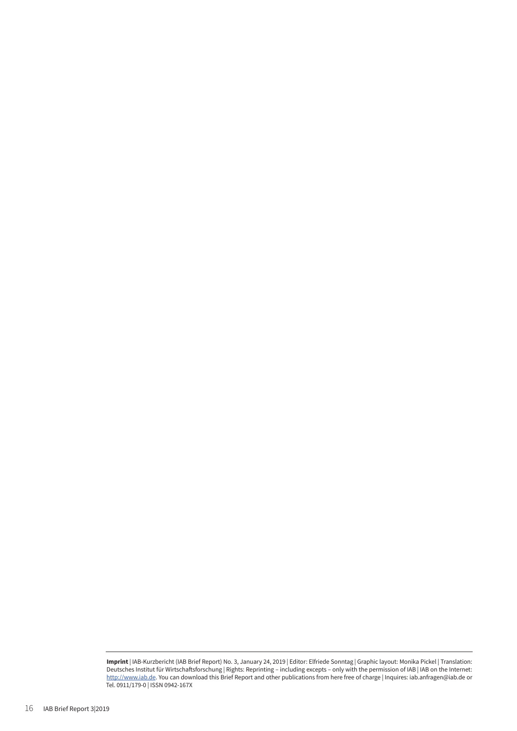**Imprint** | IAB-Kurzbericht (IAB Brief Report) No. 3, January 24, 2019 | Editor: Elfriede Sonntag | Graphic layout: Monika Pickel | Translation: Deutsches Institut für Wirtschaftsforschung | Rights: Reprinting – including excepts – only with the permission of IAB | IAB on the Internet: http://www.iab.de. You can download this Brief Report and other publications from here free of charge | Inquires: iab.anfragen@iab.de or Tel. 0911/179-0 | ISSN 0942-167X